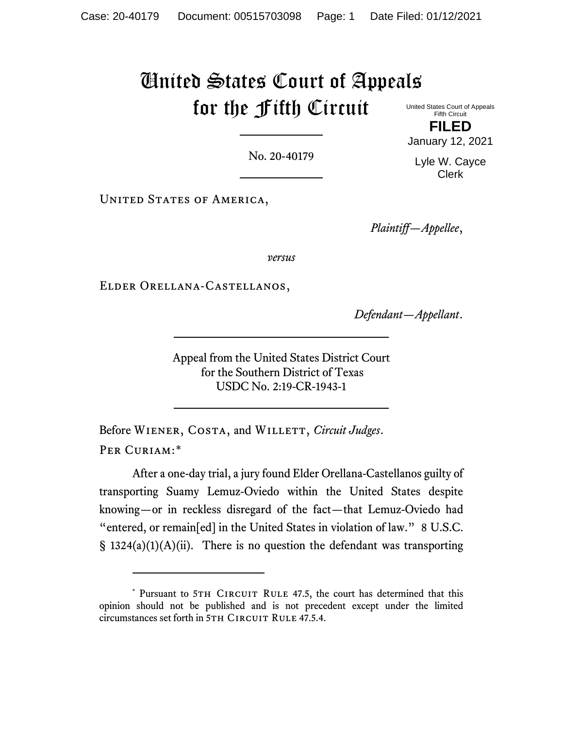# United States Court of Appeals for the Fifth Circuit

United States Court of Appeals
Fifth Circuit

**FILED**

January 12, 2021

Lyle W. Cayce
Clerk

No. 20-40179

United States of America,

*Plaintiff—Appellee*,

*versus*

Elder Orellana-Castellanos,

*Defendant—Appellant*.

Appeal from the United States District Court
for the Southern District of Texas
USDC No. 2:19-CR-1943-1

Before Wiener, Costa, and Willett, *Circuit Judges*.

Per Curiam:*

After a one-day trial, a jury found Elder Orellana-Castellanos guilty of transporting Suamy Lemuz-Oviedo within the United States despite knowing—or in reckless disregard of the fact—that Lemuz-Oviedo had "entered, or remain[ed] in the United States in violation of law." 8 U.S.C. § 1324(a)(1)(A)(ii). There is no question the defendant was transporting

---

\* Pursuant to 5th Circuit Rule 47.5, the court has determined that this opinion should not be published and is not precedent except under the limited circumstances set forth in 5th Circuit Rule 47.5.4.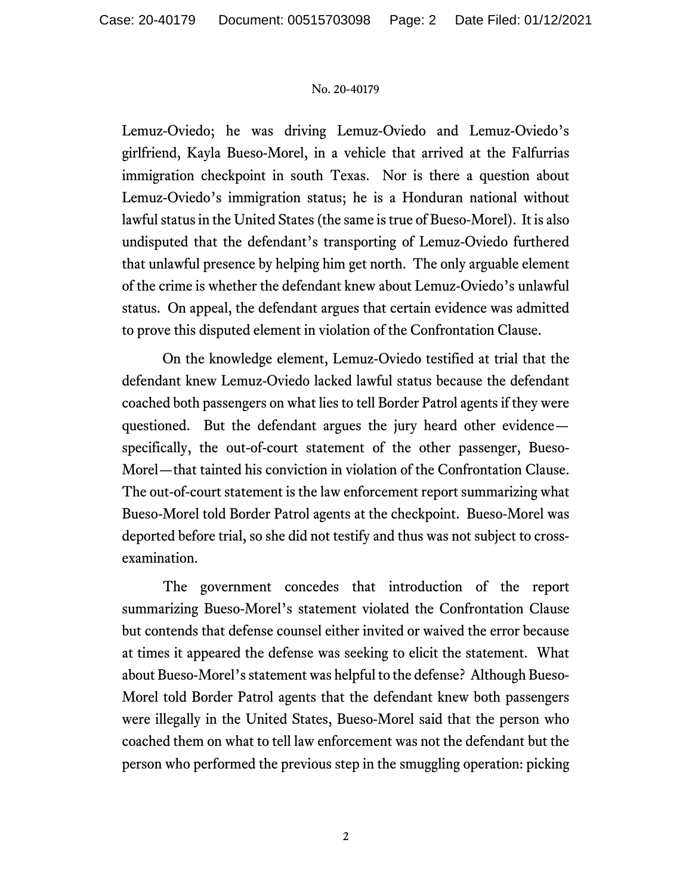Lemuz-Oviedo; he was driving Lemuz-Oviedo and Lemuz-Oviedo's girlfriend, Kayla Bueso-Morel, in a vehicle that arrived at the Falfurrias immigration checkpoint in south Texas. Nor is there a question about Lemuz-Oviedo's immigration status; he is a Honduran national without lawful status in the United States (the same is true of Bueso-Morel). It is also undisputed that the defendant's transporting of Lemuz-Oviedo furthered that unlawful presence by helping him get north. The only arguable element of the crime is whether the defendant knew about Lemuz-Oviedo's unlawful status. On appeal, the defendant argues that certain evidence was admitted to prove this disputed element in violation of the Confrontation Clause.

On the knowledge element, Lemuz-Oviedo testified at trial that the defendant knew Lemuz-Oviedo lacked lawful status because the defendant coached both passengers on what lies to tell Border Patrol agents if they were questioned. But the defendant argues the jury heard other evidence—specifically, the out-of-court statement of the other passenger, Bueso-Morel—that tainted his conviction in violation of the Confrontation Clause. The out-of-court statement is the law enforcement report summarizing what Bueso-Morel told Border Patrol agents at the checkpoint. Bueso-Morel was deported before trial, so she did not testify and thus was not subject to cross-examination.

The government concedes that introduction of the report summarizing Bueso-Morel's statement violated the Confrontation Clause but contends that defense counsel either invited or waived the error because at times it appeared the defense was seeking to elicit the statement. What about Bueso-Morel's statement was helpful to the defense? Although Bueso-Morel told Border Patrol agents that the defendant knew both passengers were illegally in the United States, Bueso-Morel said that the person who coached them on what to tell law enforcement was not the defendant but the person who performed the previous step in the smuggling operation: picking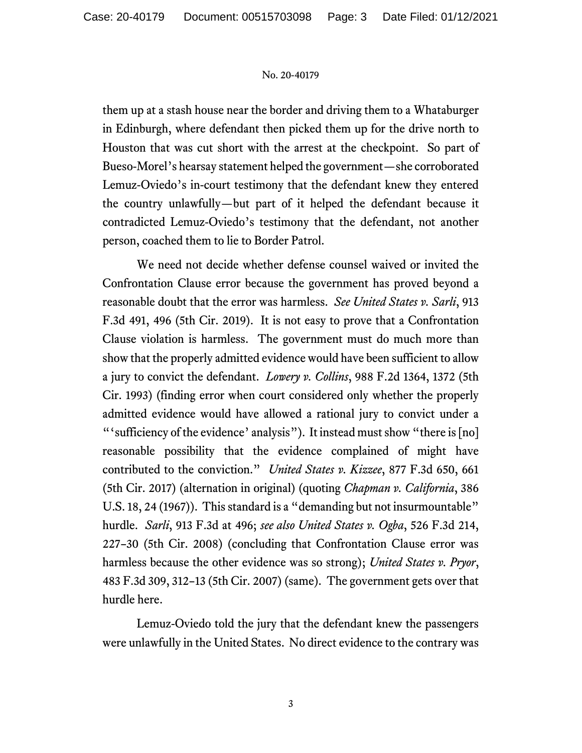them up at a stash house near the border and driving them to a Whataburger in Edinburgh, where defendant then picked them up for the drive north to Houston that was cut short with the arrest at the checkpoint. So part of Bueso-Morel's hearsay statement helped the government—she corroborated Lemuz-Oviedo's in-court testimony that the defendant knew they entered the country unlawfully—but part of it helped the defendant because it contradicted Lemuz-Oviedo's testimony that the defendant, not another person, coached them to lie to Border Patrol.

We need not decide whether defense counsel waived or invited the Confrontation Clause error because the government has proved beyond a reasonable doubt that the error was harmless. *See United States v. Sarli*, 913 F.3d 491, 496 (5th Cir. 2019). It is not easy to prove that a Confrontation Clause violation is harmless. The government must do much more than show that the properly admitted evidence would have been sufficient to allow a jury to convict the defendant. *Lowery v. Collins*, 988 F.2d 1364, 1372 (5th Cir. 1993) (finding error when court considered only whether the properly admitted evidence would have allowed a rational jury to convict under a "'sufficiency of the evidence' analysis"). It instead must show "there is [no] reasonable possibility that the evidence complained of might have contributed to the conviction." *United States v. Kizzee*, 877 F.3d 650, 661 (5th Cir. 2017) (alternation in original) (quoting *Chapman v. California*, 386 U.S. 18, 24 (1967)). This standard is a "demanding but not insurmountable" hurdle. *Sarli*, 913 F.3d at 496; *see also United States v. Ogba*, 526 F.3d 214, 227–30 (5th Cir. 2008) (concluding that Confrontation Clause error was harmless because the other evidence was so strong); *United States v. Pryor*, 483 F.3d 309, 312–13 (5th Cir. 2007) (same). The government gets over that hurdle here.

Lemuz-Oviedo told the jury that the defendant knew the passengers were unlawfully in the United States. No direct evidence to the contrary was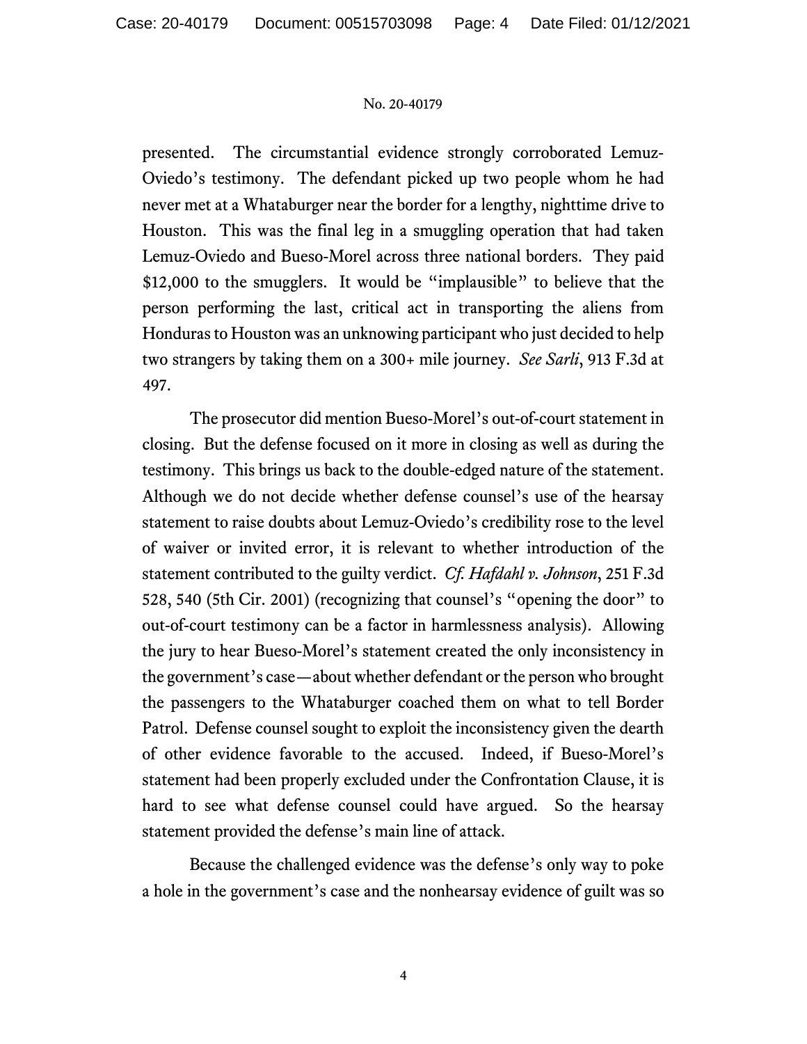presented. The circumstantial evidence strongly corroborated Lemuz-Oviedo's testimony. The defendant picked up two people whom he had never met at a Whataburger near the border for a lengthy, nighttime drive to Houston. This was the final leg in a smuggling operation that had taken Lemuz-Oviedo and Bueso-Morel across three national borders. They paid $12,000 to the smugglers. It would be "implausible" to believe that the person performing the last, critical act in transporting the aliens from Honduras to Houston was an unknowing participant who just decided to help two strangers by taking them on a 300+ mile journey. *See Sarli*, 913 F.3d at 497.

The prosecutor did mention Bueso-Morel's out-of-court statement in closing. But the defense focused on it more in closing as well as during the testimony. This brings us back to the double-edged nature of the statement. Although we do not decide whether defense counsel's use of the hearsay statement to raise doubts about Lemuz-Oviedo's credibility rose to the level of waiver or invited error, it is relevant to whether introduction of the statement contributed to the guilty verdict. *Cf. Hafdahl v. Johnson*, 251 F.3d 528, 540 (5th Cir. 2001) (recognizing that counsel's "opening the door" to out-of-court testimony can be a factor in harmlessness analysis). Allowing the jury to hear Bueso-Morel's statement created the only inconsistency in the government's case—about whether defendant or the person who brought the passengers to the Whataburger coached them on what to tell Border Patrol. Defense counsel sought to exploit the inconsistency given the dearth of other evidence favorable to the accused. Indeed, if Bueso-Morel's statement had been properly excluded under the Confrontation Clause, it is hard to see what defense counsel could have argued. So the hearsay statement provided the defense's main line of attack.

Because the challenged evidence was the defense's only way to poke a hole in the government's case and the nonhearsay evidence of guilt was so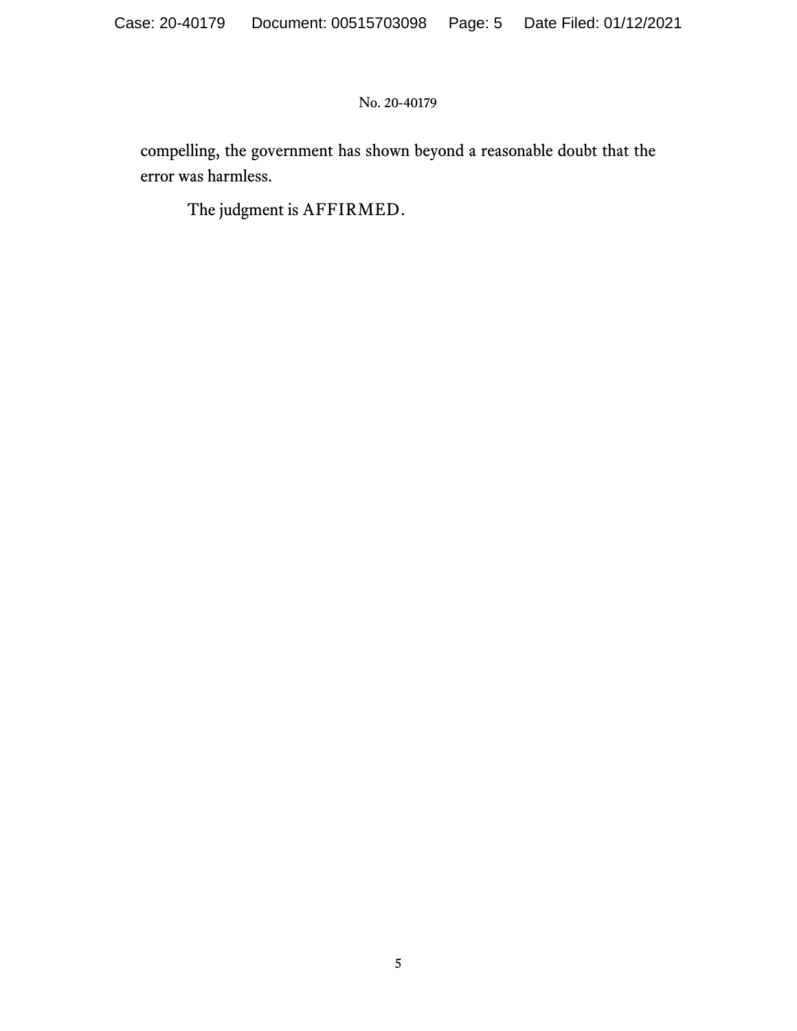compelling, the government has shown beyond a reasonable doubt that the error was harmless.

The judgment is AFFIRMED.